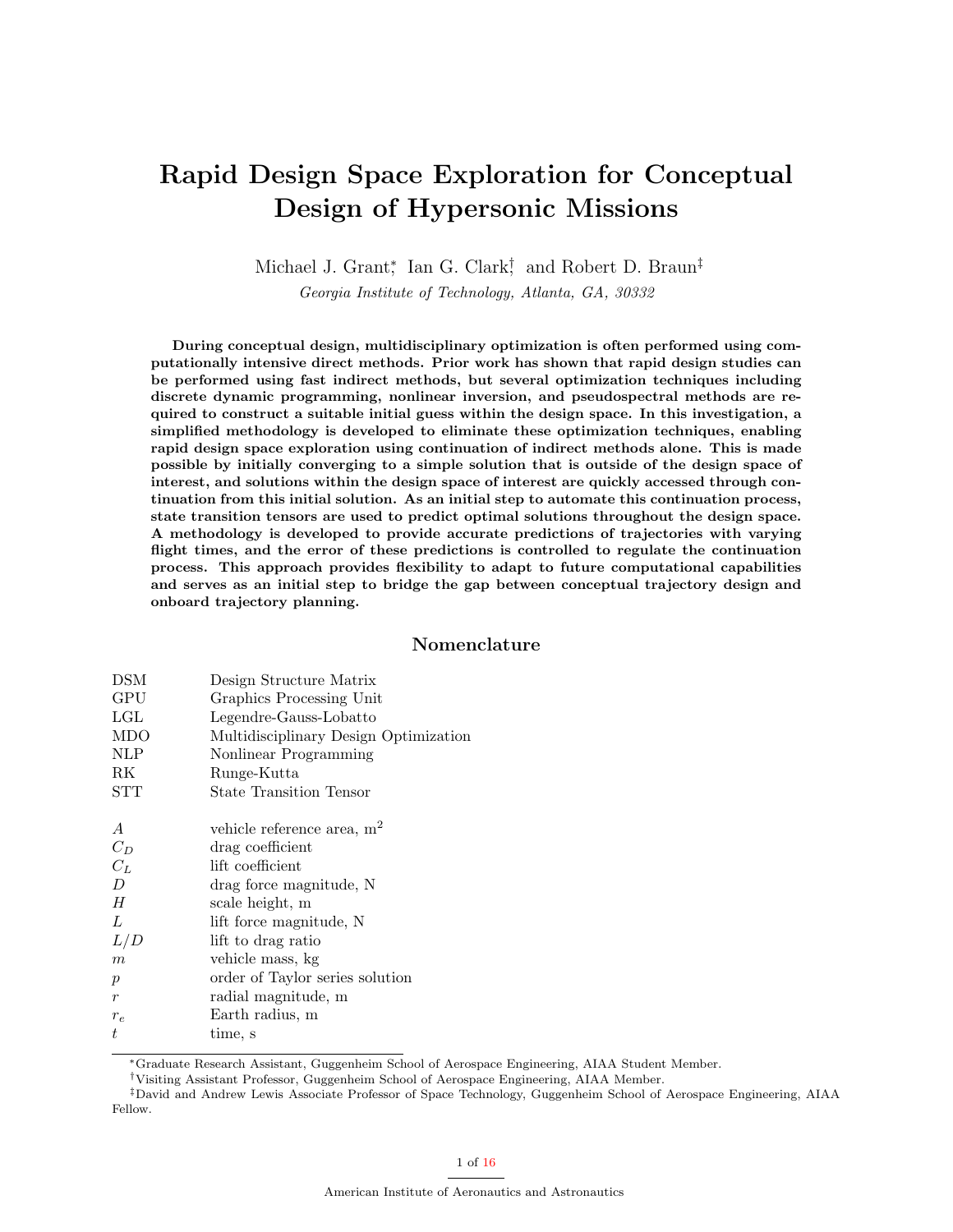# Rapid Design Space Exploration for Conceptual Design of Hypersonic Missions

Michael J. Grant[*], Ian G. Clark[†], and Robert D. Braun[‡]

*Georgia Institute of Technology, Atlanta, GA, 30332*

**During conceptual design, multidisciplinary optimization is often performed using computationally intensive direct methods. Prior work has shown that rapid design studies can be performed using fast indirect methods, but several optimization techniques including discrete dynamic programming, nonlinear inversion, and pseudospectral methods are required to construct a suitable initial guess within the design space. In this investigation, a simplified methodology is developed to eliminate these optimization techniques, enabling rapid design space exploration using continuation of indirect methods alone. This is made possible by initially converging to a simple solution that is outside of the design space of interest, and solutions within the design space of interest are quickly accessed through continuation from this initial solution. As an initial step to automate this continuation process, state transition tensors are used to predict optimal solutions throughout the design space. A methodology is developed to provide accurate predictions of trajectories with varying flight times, and the error of these predictions is controlled to regulate the continuation process. This approach provides flexibility to adapt to future computational capabilities and serves as an initial step to bridge the gap between conceptual trajectory design and onboard trajectory planning.**

## Nomenclature

| | |
|---|---|
| DSM | Design Structure Matrix |
| GPU | Graphics Processing Unit |
| LGL | Legendre-Gauss-Lobatto |
| MDO | Multidisciplinary Design Optimization |
| NLP | Nonlinear Programming |
| RK | Runge-Kutta |
| STT | State Transition Tensor |
| | |
| $A$ | vehicle reference area, m$^2$ |
| $C_D$ | drag coefficient |
| $C_L$ | lift coefficient |
| $D$ | drag force magnitude, N |
| $H$ | scale height, m |
| $L$ | lift force magnitude, N |
| $L/D$ | lift to drag ratio |
| $m$ | vehicle mass, kg |
| $p$ | order of Taylor series solution |
| $r$ | radial magnitude, m |
| $r_e$ | Earth radius, m |
| $t$ | time, s |

[*]Graduate Research Assistant, Guggenheim School of Aerospace Engineering, AIAA Student Member.

[†]Visiting Assistant Professor, Guggenheim School of Aerospace Engineering, AIAA Member.

[‡]David and Andrew Lewis Associate Professor of Space Technology, Guggenheim School of Aerospace Engineering, AIAA Fellow.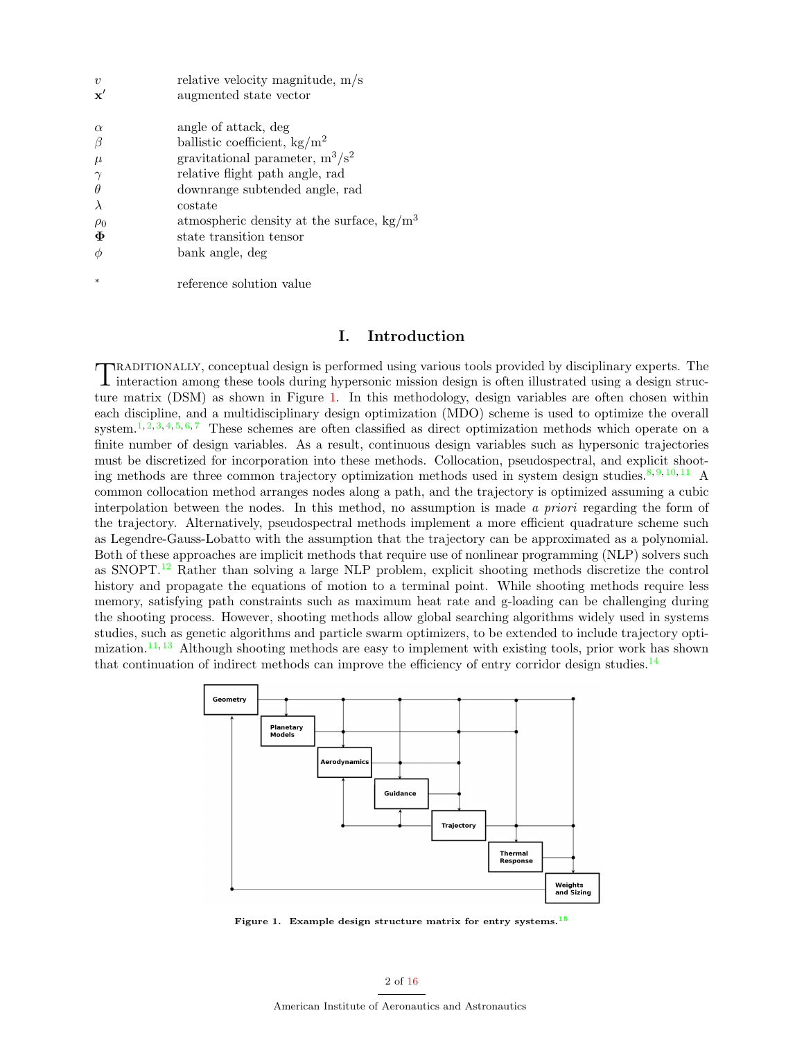| | |
|---|---|
| $v$ | relative velocity magnitude, m/s |
| $\mathbf{x}'$ | augmented state vector |
| $\alpha$ | angle of attack, deg |
| $\beta$ | ballistic coefficient, kg/m$^2$ |
| $\mu$ | gravitational parameter, m$^3$/s$^2$ |
| $\gamma$ | relative flight path angle, rad |
| $\theta$ | downrange subtended angle, rad |
| $\lambda$ | costate |
| $\rho_0$ | atmospheric density at the surface, kg/m$^3$ |
| $\mathbf{\Phi}$ | state transition tensor |
| $\phi$ | bank angle, deg |
| $^*$ | reference solution value |

## I. Introduction

Traditionally, conceptual design is performed using various tools provided by disciplinary experts. The interaction among these tools during hypersonic mission design is often illustrated using a design structure matrix (DSM) as shown in Figure 1. In this methodology, design variables are often chosen within each discipline, and a multidisciplinary design optimization (MDO) scheme is used to optimize the overall system.[1,2,3,4,5,6,7] These schemes are often classified as direct optimization methods which operate on a finite number of design variables. As a result, continuous design variables such as hypersonic trajectories must be discretized for incorporation into these methods. Collocation, pseudospectral, and explicit shooting methods are three common trajectory optimization methods used in system design studies.[8,9,10,11] A common collocation method arranges nodes along a path, and the trajectory is optimized assuming a cubic interpolation between the nodes. In this method, no assumption is made *a priori* regarding the form of the trajectory. Alternatively, pseudospectral methods implement a more efficient quadrature scheme such as Legendre-Gauss-Lobatto with the assumption that the trajectory can be approximated as a polynomial. Both of these approaches are implicit methods that require use of nonlinear programming (NLP) solvers such as SNOPT.[12] Rather than solving a large NLP problem, explicit shooting methods discretize the control history and propagate the equations of motion to a terminal point. While shooting methods require less memory, satisfying path constraints such as maximum heat rate and g-loading can be challenging during the shooting process. However, shooting methods allow global searching algorithms widely used in systems studies, such as genetic algorithms and particle swarm optimizers, to be extended to include trajectory optimization.[11,13] Although shooting methods are easy to implement with existing tools, prior work has shown that continuation of indirect methods can improve the efficiency of entry corridor design studies.[14]

**Figure 1. Example design structure matrix for entry systems.[15]**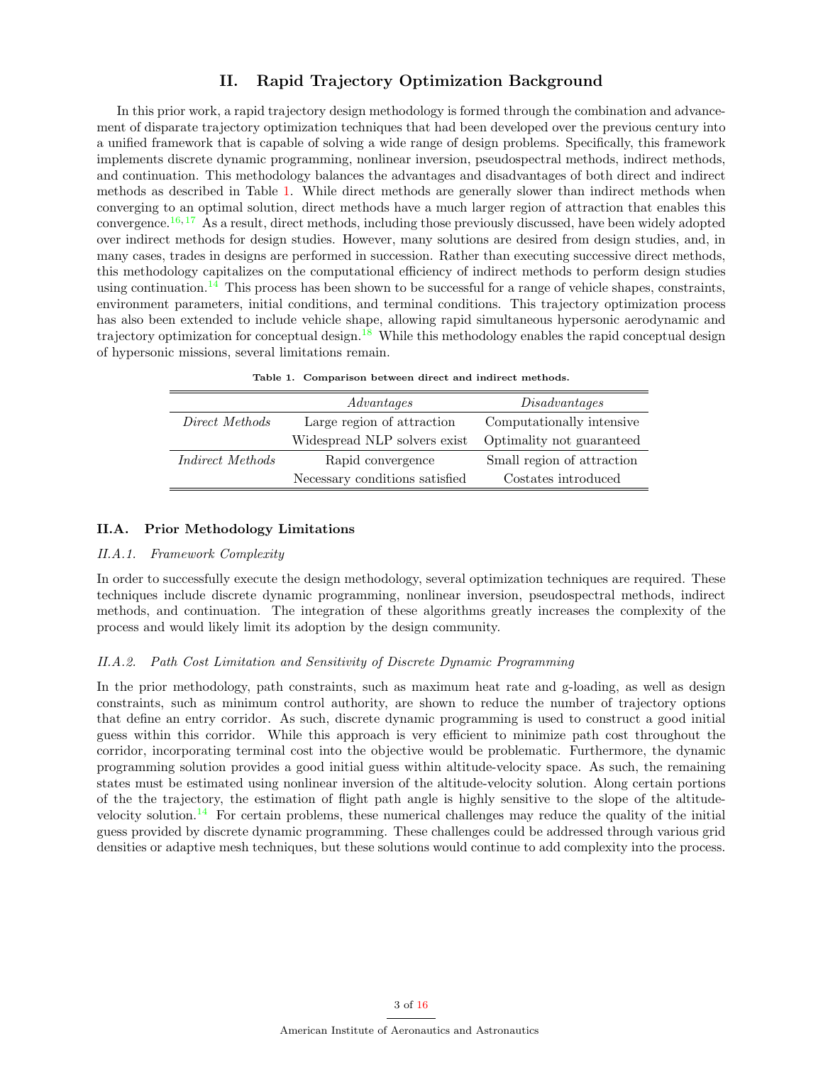# II. Rapid Trajectory Optimization Background

In this prior work, a rapid trajectory design methodology is formed through the combination and advancement of disparate trajectory optimization techniques that had been developed over the previous century into a unified framework that is capable of solving a wide range of design problems. Specifically, this framework implements discrete dynamic programming, nonlinear inversion, pseudospectral methods, indirect methods, and continuation. This methodology balances the advantages and disadvantages of both direct and indirect methods as described in Table 1. While direct methods are generally slower than indirect methods when converging to an optimal solution, direct methods have a much larger region of attraction that enables this convergence.[16,17] As a result, direct methods, including those previously discussed, have been widely adopted over indirect methods for design studies. However, many solutions are desired from design studies, and, in many cases, trades in designs are performed in succession. Rather than executing successive direct methods, this methodology capitalizes on the computational efficiency of indirect methods to perform design studies using continuation.[14] This process has been shown to be successful for a range of vehicle shapes, constraints, environment parameters, initial conditions, and terminal conditions. This trajectory optimization process has also been extended to include vehicle shape, allowing rapid simultaneous hypersonic aerodynamic and trajectory optimization for conceptual design.[18] While this methodology enables the rapid conceptual design of hypersonic missions, several limitations remain.

**Table 1. Comparison between direct and indirect methods.**

| | *Advantages* | *Disadvantages* |
|---|---|---|
| *Direct Methods* | Large region of attraction | Computationally intensive |
| | Widespread NLP solvers exist | Optimality not guaranteed |
| *Indirect Methods* | Rapid convergence | Small region of attraction |
| | Necessary conditions satisfied | Costates introduced |

## II.A. Prior Methodology Limitations

### *II.A.1. Framework Complexity*

In order to successfully execute the design methodology, several optimization techniques are required. These techniques include discrete dynamic programming, nonlinear inversion, pseudospectral methods, indirect methods, and continuation. The integration of these algorithms greatly increases the complexity of the process and would likely limit its adoption by the design community.

### *II.A.2. Path Cost Limitation and Sensitivity of Discrete Dynamic Programming*

In the prior methodology, path constraints, such as maximum heat rate and g-loading, as well as design constraints, such as minimum control authority, are shown to reduce the number of trajectory options that define an entry corridor. As such, discrete dynamic programming is used to construct a good initial guess within this corridor. While this approach is very efficient to minimize path cost throughout the corridor, incorporating terminal cost into the objective would be problematic. Furthermore, the dynamic programming solution provides a good initial guess within altitude-velocity space. As such, the remaining states must be estimated using nonlinear inversion of the altitude-velocity solution. Along certain portions of the the trajectory, the estimation of flight path angle is highly sensitive to the slope of the altitude-velocity solution.[14] For certain problems, these numerical challenges may reduce the quality of the initial guess provided by discrete dynamic programming. These challenges could be addressed through various grid densities or adaptive mesh techniques, but these solutions would continue to add complexity into the process.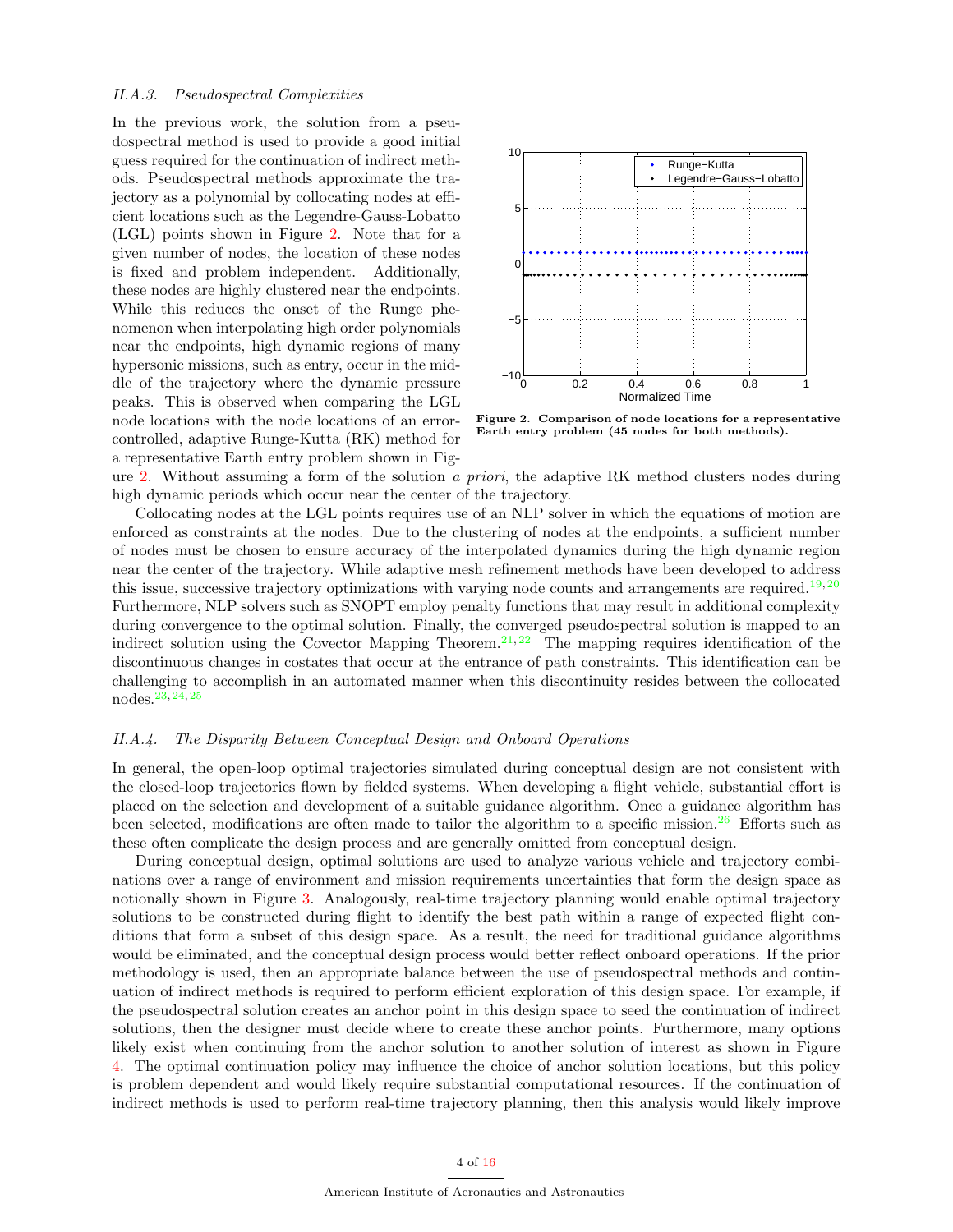### II.A.3. Pseudospectral Complexities

In the previous work, the solution from a pseudospectral method is used to provide a good initial guess required for the continuation of indirect methods. Pseudospectral methods approximate the trajectory as a polynomial by collocating nodes at efficient locations such as the Legendre-Gauss-Lobatto (LGL) points shown in Figure 2. Note that for a given number of nodes, the location of these nodes is fixed and problem independent. Additionally, these nodes are highly clustered near the endpoints. While this reduces the onset of the Runge phenomenon when interpolating high order polynomials near the endpoints, high dynamic regions of many hypersonic missions, such as entry, occur in the middle of the trajectory where the dynamic pressure peaks. This is observed when comparing the LGL node locations with the node locations of an error-controlled, adaptive Runge-Kutta (RK) method for a representative Earth entry problem shown in Figure 2. Without assuming a form of the solution *a priori*, the adaptive RK method clusters nodes during high dynamic periods which occur near the center of the trajectory.

Runge−Kutta
Legendre−Gauss−Lobatto
10
5
0
−5
−10
0
0.2
0.4
0.6
0.8
1
Normalized Time

**Figure 2. Comparison of node locations for a representative Earth entry problem (45 nodes for both methods).**

Collocating nodes at the LGL points requires use of an NLP solver in which the equations of motion are enforced as constraints at the nodes. Due to the clustering of nodes at the endpoints, a sufficient number of nodes must be chosen to ensure accuracy of the interpolated dynamics during the high dynamic region near the center of the trajectory. While adaptive mesh refinement methods have been developed to address this issue, successive trajectory optimizations with varying node counts and arrangements are required.[19,20] Furthermore, NLP solvers such as SNOPT employ penalty functions that may result in additional complexity during convergence to the optimal solution. Finally, the converged pseudospectral solution is mapped to an indirect solution using the Covector Mapping Theorem.[21,22] The mapping requires identification of the discontinuous changes in costates that occur at the entrance of path constraints. This identification can be challenging to accomplish in an automated manner when this discontinuity resides between the collocated nodes.[23,24,25]

### II.A.4. The Disparity Between Conceptual Design and Onboard Operations

In general, the open-loop optimal trajectories simulated during conceptual design are not consistent with the closed-loop trajectories flown by fielded systems. When developing a flight vehicle, substantial effort is placed on the selection and development of a suitable guidance algorithm. Once a guidance algorithm has been selected, modifications are often made to tailor the algorithm to a specific mission.[26] Efforts such as these often complicate the design process and are generally omitted from conceptual design.

During conceptual design, optimal solutions are used to analyze various vehicle and trajectory combinations over a range of environment and mission requirements uncertainties that form the design space as notionally shown in Figure 3. Analogously, real-time trajectory planning would enable optimal trajectory solutions to be constructed during flight to identify the best path within a range of expected flight conditions that form a subset of this design space. As a result, the need for traditional guidance algorithms would be eliminated, and the conceptual design process would better reflect onboard operations. If the prior methodology is used, then an appropriate balance between the use of pseudospectral methods and continuation of indirect methods is required to perform efficient exploration of this design space. For example, if the pseudospectral solution creates an anchor point in this design space to seed the continuation of indirect solutions, then the designer must decide where to create these anchor points. Furthermore, many options likely exist when continuing from the anchor solution to another solution of interest as shown in Figure 4. The optimal continuation policy may influence the choice of anchor solution locations, but this policy is problem dependent and would likely require substantial computational resources. If the continuation of indirect methods is used to perform real-time trajectory planning, then this analysis would likely improve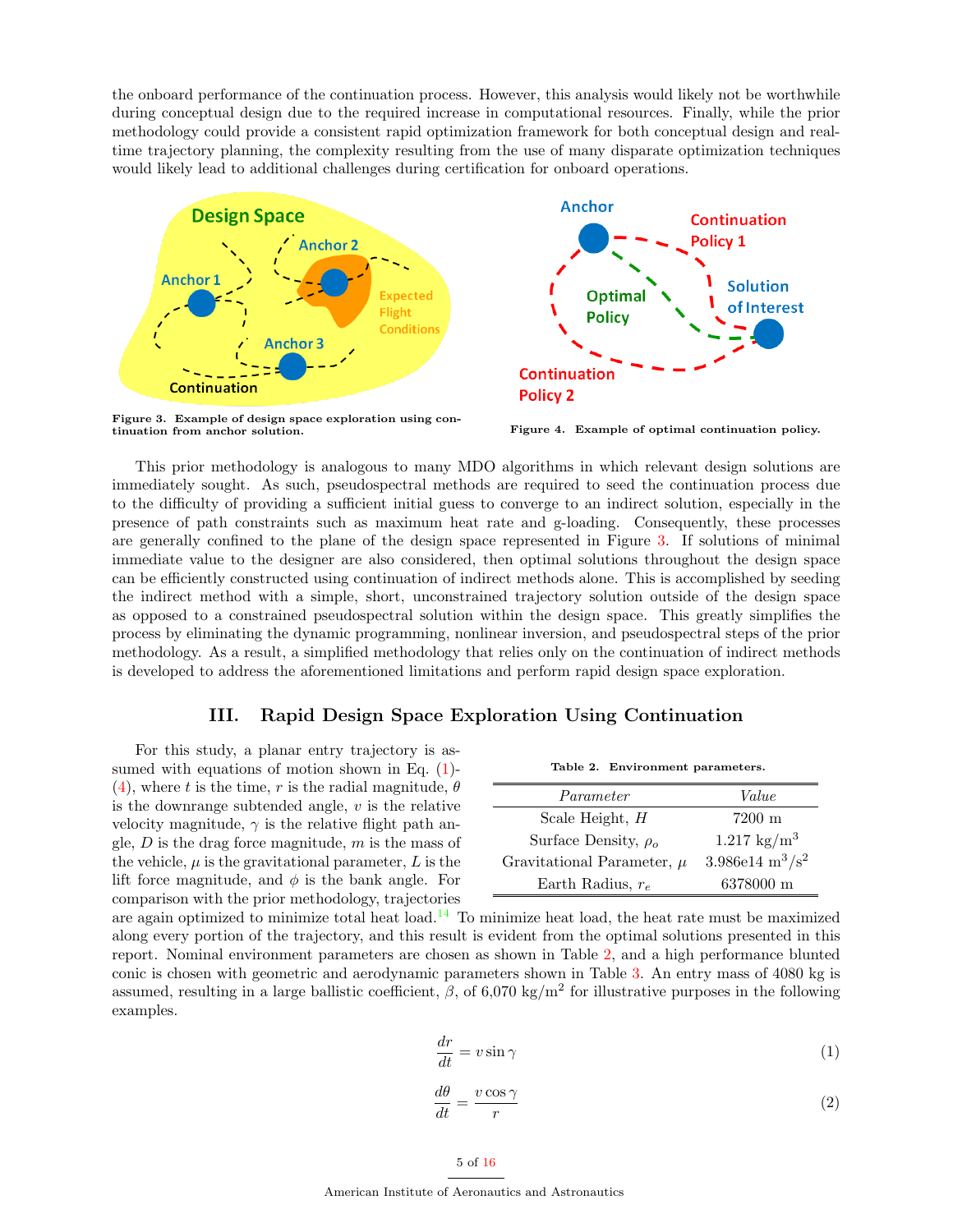the onboard performance of the continuation process. However, this analysis would likely not be worthwhile during conceptual design due to the required increase in computational resources. Finally, while the prior methodology could provide a consistent rapid optimization framework for both conceptual design and real-time trajectory planning, the complexity resulting from the use of many disparate optimization techniques would likely lead to additional challenges during certification for onboard operations.

**Figure 3. Example of design space exploration using continuation from anchor solution.**

**Figure 4. Example of optimal continuation policy.**

This prior methodology is analogous to many MDO algorithms in which relevant design solutions are immediately sought. As such, pseudospectral methods are required to seed the continuation process due to the difficulty of providing a sufficient initial guess to converge to an indirect solution, especially in the presence of path constraints such as maximum heat rate and g-loading. Consequently, these processes are generally confined to the plane of the design space represented in Figure 3. If solutions of minimal immediate value to the designer are also considered, then optimal solutions throughout the design space can be efficiently constructed using continuation of indirect methods alone. This is accomplished by seeding the indirect method with a simple, short, unconstrained trajectory solution outside of the design space as opposed to a constrained pseudospectral solution within the design space. This greatly simplifies the process by eliminating the dynamic programming, nonlinear inversion, and pseudospectral steps of the prior methodology. As a result, a simplified methodology that relies only on the continuation of indirect methods is developed to address the aforementioned limitations and perform rapid design space exploration.

# III. Rapid Design Space Exploration Using Continuation

For this study, a planar entry trajectory is assumed with equations of motion shown in Eq. (1)-(4), where $t$ is the time, $r$ is the radial magnitude, $\theta$ is the downrange subtended angle, $v$ is the relative velocity magnitude, $\gamma$ is the relative flight path angle, $D$ is the drag force magnitude, $m$ is the mass of the vehicle, $\mu$ is the gravitational parameter, $L$ is the lift force magnitude, and $\phi$ is the bank angle. For comparison with the prior methodology, trajectories are again optimized to minimize total heat load.[14] To minimize heat load, the heat rate must be maximized along every portion of the trajectory, and this result is evident from the optimal solutions presented in this report. Nominal environment parameters are chosen as shown in Table 2, and a high performance blunted conic is chosen with geometric and aerodynamic parameters shown in Table 3. An entry mass of 4080 kg is assumed, resulting in a large ballistic coefficient, $\beta$, of 6,070 kg/m$^2$ for illustrative purposes in the following examples.

**Table 2. Environment parameters.**

| *Parameter* | *Value* |
|---|---|
| Scale Height, $H$ | 7200 m |
| Surface Density, $\rho_o$ | 1.217 kg/m$^3$ |
| Gravitational Parameter, $\mu$ | 3.986e14 m$^3$/s$^2$ |
| Earth Radius, $r_e$ | 6378000 m |

$$\frac{dr}{dt} = v \sin \gamma \tag{1}$$

$$\frac{d\theta}{dt} = \frac{v \cos \gamma}{r} \tag{2}$$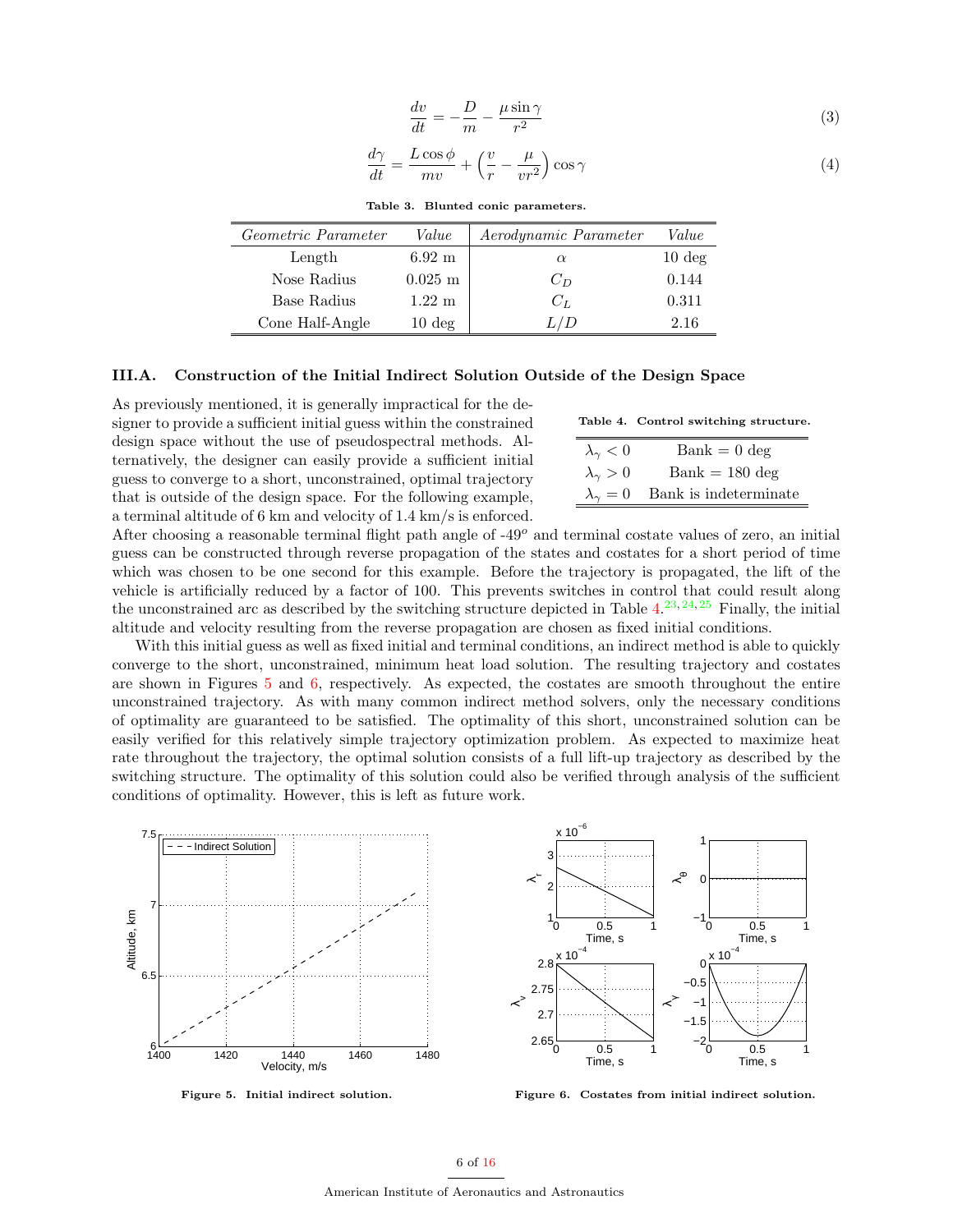$$\frac{dv}{dt} = -\frac{D}{m} - \frac{\mu \sin\gamma}{r^2} \tag{3}$$

$$\frac{d\gamma}{dt} = \frac{L\cos\phi}{mv} + \left(\frac{v}{r} - \frac{\mu}{vr^2}\right)\cos\gamma \tag{4}$$

**Table 3. Blunted conic parameters.**

| *Geometric Parameter* | *Value* | *Aerodynamic Parameter* | *Value* |
|---|---|---|---|
| Length | 6.92 m | $\alpha$ | 10 deg |
| Nose Radius | 0.025 m | $C_D$ | 0.144 |
| Base Radius | 1.22 m | $C_L$ | 0.311 |
| Cone Half-Angle | 10 deg | $L/D$ | 2.16 |

### III.A. Construction of the Initial Indirect Solution Outside of the Design Space

**Table 4. Control switching structure.**

| | |
|---|---|
| $\lambda_\gamma < 0$ | Bank = 0 deg |
| $\lambda_\gamma > 0$ | Bank = 180 deg |
| $\lambda_\gamma = 0$ | Bank is indeterminate |

As previously mentioned, it is generally impractical for the designer to provide a sufficient initial guess within the constrained design space without the use of pseudospectral methods. Alternatively, the designer can easily provide a sufficient initial guess to converge to a short, unconstrained, optimal trajectory that is outside of the design space. For the following example, a terminal altitude of 6 km and velocity of 1.4 km/s is enforced. After choosing a reasonable terminal flight path angle of -49$^o$ and terminal costate values of zero, an initial guess can be constructed through reverse propagation of the states and costates for a short period of time which was chosen to be one second for this example. Before the trajectory is propagated, the lift of the vehicle is artificially reduced by a factor of 100. This prevents switches in control that could result along the unconstrained arc as described by the switching structure depicted in Table 4.[23,24,25] Finally, the initial altitude and velocity resulting from the reverse propagation are chosen as fixed initial conditions.

With this initial guess as well as fixed initial and terminal conditions, an indirect method is able to quickly converge to the short, unconstrained, minimum heat load solution. The resulting trajectory and costates are shown in Figures 5 and 6, respectively. As expected, the costates are smooth throughout the entire unconstrained trajectory. As with many common indirect method solvers, only the necessary conditions of optimality are guaranteed to be satisfied. The optimality of this short, unconstrained solution can be easily verified for this relatively simple trajectory optimization problem. As expected to maximize heat rate throughout the trajectory, the optimal solution consists of a full lift-up trajectory as described by the switching structure. The optimality of this solution could also be verified through analysis of the sufficient conditions of optimality. However, this is left as future work.

**Figure 5. Initial indirect solution.**

**Figure 6. Costates from initial indirect solution.**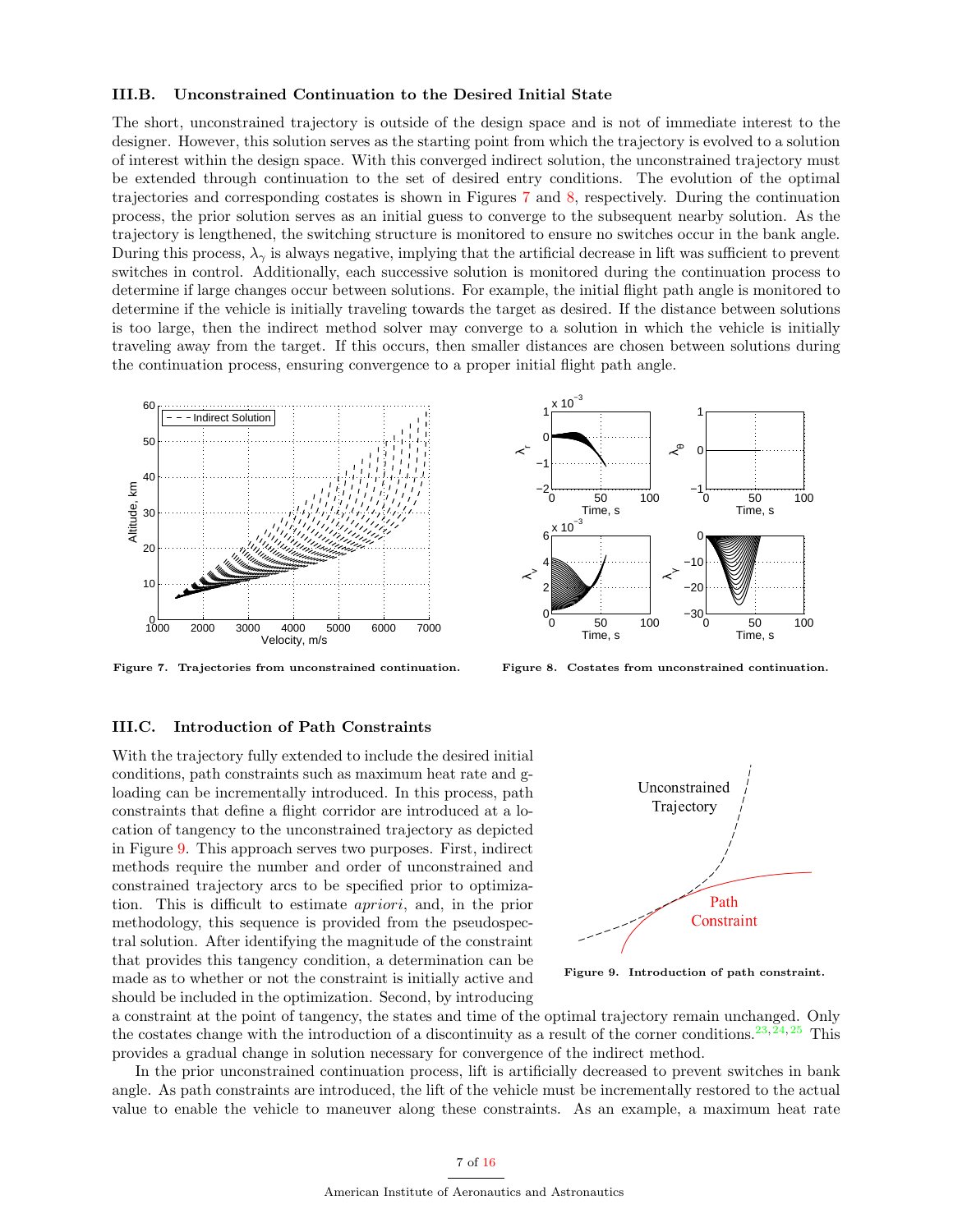### III.B. Unconstrained Continuation to the Desired Initial State

The short, unconstrained trajectory is outside of the design space and is not of immediate interest to the designer. However, this solution serves as the starting point from which the trajectory is evolved to a solution of interest within the design space. With this converged indirect solution, the unconstrained trajectory must be extended through continuation to the set of desired entry conditions. The evolution of the optimal trajectories and corresponding costates is shown in Figures 7 and 8, respectively. During the continuation process, the prior solution serves as an initial guess to converge to the subsequent nearby solution. As the trajectory is lengthened, the switching structure is monitored to ensure no switches occur in the bank angle. During this process, $\lambda_\gamma$ is always negative, implying that the artificial decrease in lift was sufficient to prevent switches in control. Additionally, each successive solution is monitored during the continuation process to determine if large changes occur between solutions. For example, the initial flight path angle is monitored to determine if the vehicle is initially traveling towards the target as desired. If the distance between solutions is too large, then the indirect method solver may converge to a solution in which the vehicle is initially traveling away from the target. If this occurs, then smaller distances are chosen between solutions during the continuation process, ensuring convergence to a proper initial flight path angle.

Indirect Solution
Altitude, km
Velocity, m/s
0
10
20
30
40
50
60
1000
2000
3000
4000
5000
6000
7000

**Figure 7. Trajectories from unconstrained continuation.**

x 10^-3
$\lambda_r$
1
0
−1
−2
0
50
100
Time, s

$\lambda_\theta$
1
0
−1
0
50
100
Time, s

x 10^-3
$\lambda_v$
6
4
2
0
0
50
100
Time, s

$\lambda_\gamma$
0
−10
−20
−30
0
50
100
Time, s

**Figure 8. Costates from unconstrained continuation.**

### III.C. Introduction of Path Constraints

With the trajectory fully extended to include the desired initial conditions, path constraints such as maximum heat rate and g-loading can be incrementally introduced. In this process, path constraints that define a flight corridor are introduced at a location of tangency to the unconstrained trajectory as depicted in Figure 9. This approach serves two purposes. First, indirect methods require the number and order of unconstrained and constrained trajectory arcs to be specified prior to optimization. This is difficult to estimate *apriori*, and, in the prior methodology, this sequence is provided from the pseudospectral solution. After identifying the magnitude of the constraint that provides this tangency condition, a determination can be made as to whether or not the constraint is initially active and should be included in the optimization. Second, by introducing a constraint at the point of tangency, the states and time of the optimal trajectory remain unchanged. Only the costates change with the introduction of a discontinuity as a result of the corner conditions.[23,24,25] This provides a gradual change in solution necessary for convergence of the indirect method.

Unconstrained Trajectory
Path Constraint

**Figure 9. Introduction of path constraint.**

In the prior unconstrained continuation process, lift is artificially decreased to prevent switches in bank angle. As path constraints are introduced, the lift of the vehicle must be incrementally restored to the actual value to enable the vehicle to maneuver along these constraints. As an example, a maximum heat rate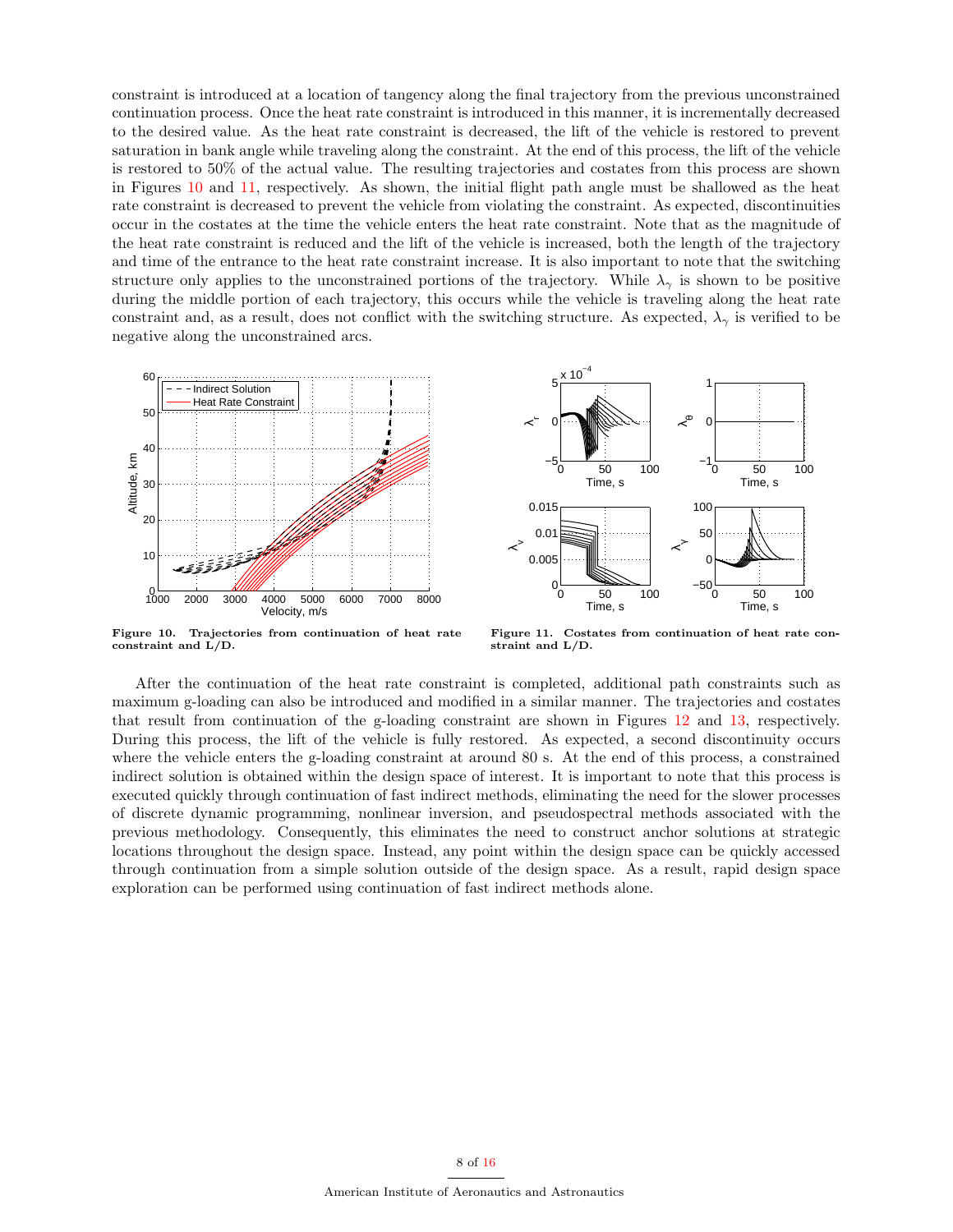constraint is introduced at a location of tangency along the final trajectory from the previous unconstrained continuation process. Once the heat rate constraint is introduced in this manner, it is incrementally decreased to the desired value. As the heat rate constraint is decreased, the lift of the vehicle is restored to prevent saturation in bank angle while traveling along the constraint. At the end of this process, the lift of the vehicle is restored to 50% of the actual value. The resulting trajectories and costates from this process are shown in Figures 10 and 11, respectively. As shown, the initial flight path angle must be shallowed as the heat rate constraint is decreased to prevent the vehicle from violating the constraint. As expected, discontinuities occur in the costates at the time the vehicle enters the heat rate constraint. Note that as the magnitude of the heat rate constraint is reduced and the lift of the vehicle is increased, both the length of the trajectory and time of the entrance to the heat rate constraint increase. It is also important to note that the switching structure only applies to the unconstrained portions of the trajectory. While $\lambda_\gamma$ is shown to be positive during the middle portion of each trajectory, this occurs while the vehicle is traveling along the heat rate constraint and, as a result, does not conflict with the switching structure. As expected, $\lambda_\gamma$ is verified to be negative along the unconstrained arcs.

**Figure 10. Trajectories from continuation of heat rate constraint and L/D.**

**Figure 11. Costates from continuation of heat rate constraint and L/D.**

After the continuation of the heat rate constraint is completed, additional path constraints such as maximum g-loading can also be introduced and modified in a similar manner. The trajectories and costates that result from continuation of the g-loading constraint are shown in Figures 12 and 13, respectively. During this process, the lift of the vehicle is fully restored. As expected, a second discontinuity occurs where the vehicle enters the g-loading constraint at around 80 s. At the end of this process, a constrained indirect solution is obtained within the design space of interest. It is important to note that this process is executed quickly through continuation of fast indirect methods, eliminating the need for the slower processes of discrete dynamic programming, nonlinear inversion, and pseudospectral methods associated with the previous methodology. Consequently, this eliminates the need to construct anchor solutions at strategic locations throughout the design space. Instead, any point within the design space can be quickly accessed through continuation from a simple solution outside of the design space. As a result, rapid design space exploration can be performed using continuation of fast indirect methods alone.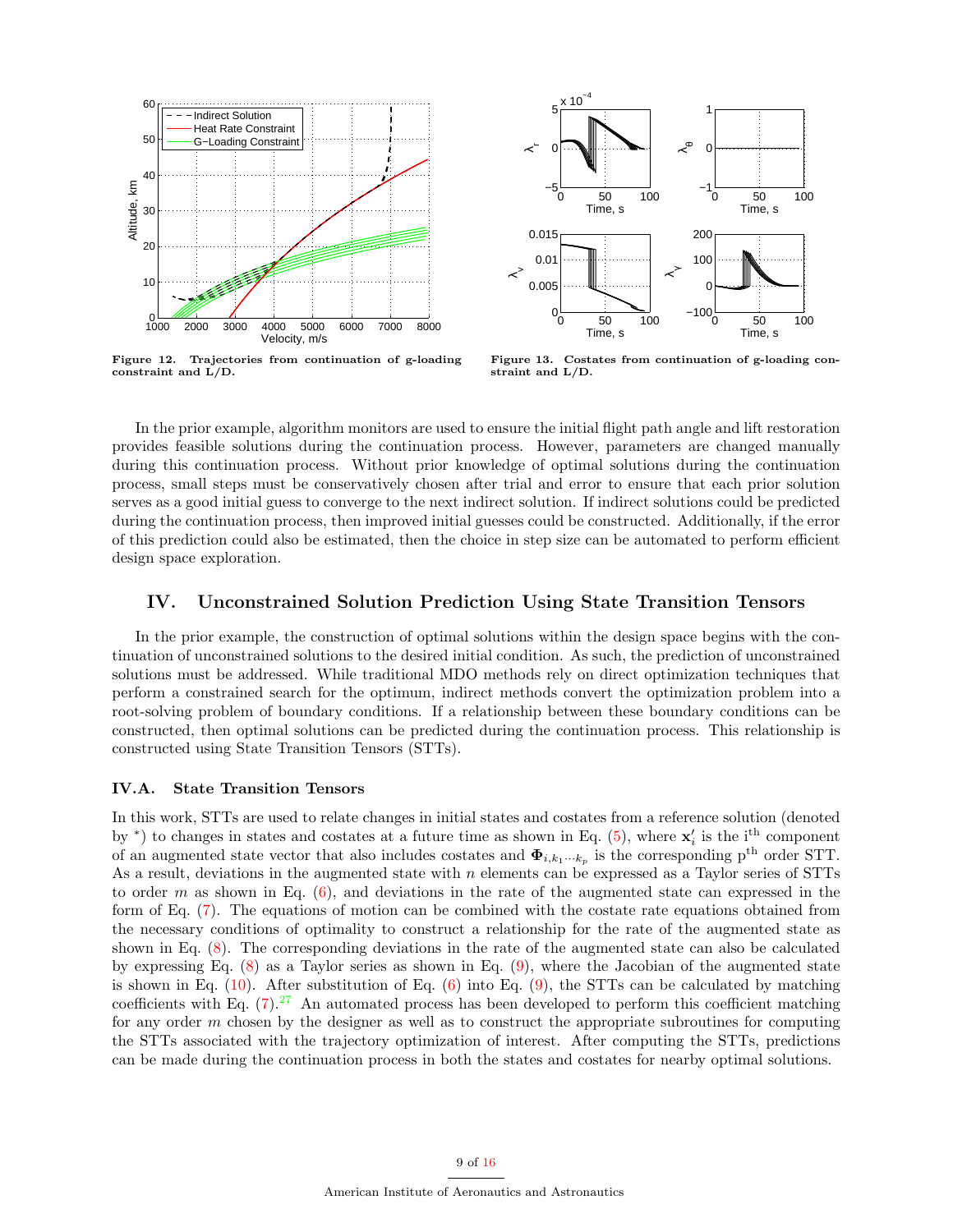Figure 12. Trajectories from continuation of g-loading constraint and L/D.

Figure 13. Costates from continuation of g-loading constraint and L/D.

In the prior example, algorithm monitors are used to ensure the initial flight path angle and lift restoration provides feasible solutions during the continuation process. However, parameters are changed manually during this continuation process. Without prior knowledge of optimal solutions during the continuation process, small steps must be conservatively chosen after trial and error to ensure that each prior solution serves as a good initial guess to converge to the next indirect solution. If indirect solutions could be predicted during the continuation process, then improved initial guesses could be constructed. Additionally, if the error of this prediction could also be estimated, then the choice in step size can be automated to perform efficient design space exploration.

## IV. Unconstrained Solution Prediction Using State Transition Tensors

In the prior example, the construction of optimal solutions within the design space begins with the continuation of unconstrained solutions to the desired initial condition. As such, the prediction of unconstrained solutions must be addressed. While traditional MDO methods rely on direct optimization techniques that perform a constrained search for the optimum, indirect methods convert the optimization problem into a root-solving problem of boundary conditions. If a relationship between these boundary conditions can be constructed, then optimal solutions can be predicted during the continuation process. This relationship is constructed using State Transition Tensors (STTs).

### IV.A. State Transition Tensors

In this work, STTs are used to relate changes in initial states and costates from a reference solution (denoted by $^*$) to changes in states and costates at a future time as shown in Eq. (5), where $\mathbf{x}'_i$ is the i$^{\text{th}}$ component of an augmented state vector that also includes costates and $\mathbf{\Phi}_{i,k_1 \cdots k_p}$ is the corresponding p$^{\text{th}}$ order STT. As a result, deviations in the augmented state with $n$ elements can be expressed as a Taylor series of STTs to order $m$ as shown in Eq. (6), and deviations in the rate of the augmented state can expressed in the form of Eq. (7). The equations of motion can be combined with the costate rate equations obtained from the necessary conditions of optimality to construct a relationship for the rate of the augmented state as shown in Eq. (8). The corresponding deviations in the rate of the augmented state can also be calculated by expressing Eq. (8) as a Taylor series as shown in Eq. (9), where the Jacobian of the augmented state is shown in Eq. (10). After substitution of Eq. (6) into Eq. (9), the STTs can be calculated by matching coefficients with Eq. (7).[27] An automated process has been developed to perform this coefficient matching for any order $m$ chosen by the designer as well as to construct the appropriate subroutines for computing the STTs associated with the trajectory optimization of interest. After computing the STTs, predictions can be made during the continuation process in both the states and costates for nearby optimal solutions.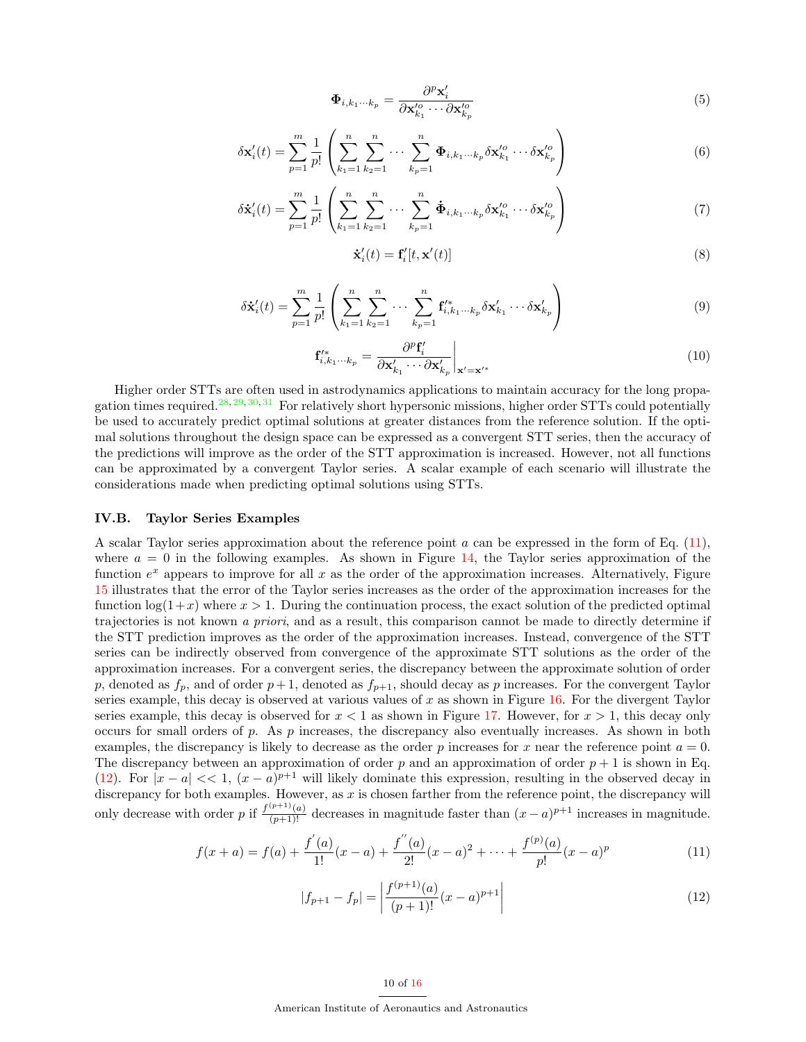$$\mathbf{\Phi}_{i,k_1\cdots k_p} = \frac{\partial^p \mathbf{x}'_i}{\partial \mathbf{x}'^o_{k_1} \cdots \partial \mathbf{x}'^o_{k_p}} \tag{5}$$

$$\delta \mathbf{x}'_i(t) = \sum_{p=1}^{m} \frac{1}{p!} \left( \sum_{k_1=1}^{n} \sum_{k_2=1}^{n} \cdots \sum_{k_p=1}^{n} \mathbf{\Phi}_{i,k_1\cdots k_p} \delta \mathbf{x}'^o_{k_1} \cdots \delta \mathbf{x}'^o_{k_p} \right) \tag{6}$$

$$\delta \dot{\mathbf{x}}'_i(t) = \sum_{p=1}^{m} \frac{1}{p!} \left( \sum_{k_1=1}^{n} \sum_{k_2=1}^{n} \cdots \sum_{k_p=1}^{n} \dot{\mathbf{\Phi}}_{i,k_1\cdots k_p} \delta \mathbf{x}'^o_{k_1} \cdots \delta \mathbf{x}'^o_{k_p} \right) \tag{7}$$

$$\dot{\mathbf{x}}'_i(t) = \mathbf{f}'_i[t, \mathbf{x}'(t)] \tag{8}$$

$$\delta \dot{\mathbf{x}}'_i(t) = \sum_{p=1}^{m} \frac{1}{p!} \left( \sum_{k_1=1}^{n} \sum_{k_2=1}^{n} \cdots \sum_{k_p=1}^{n} \mathbf{f}'^*_{i,k_1\cdots k_p} \delta \mathbf{x}'_{k_1} \cdots \delta \mathbf{x}'_{k_p} \right) \tag{9}$$

$$\mathbf{f}'^*_{i,k_1\cdots k_p} = \left. \frac{\partial^p \mathbf{f}'_i}{\partial \mathbf{x}'_{k_1} \cdots \partial \mathbf{x}'_{k_p}} \right|_{\mathbf{x}'=\mathbf{x}'^*} \tag{10}$$

Higher order STTs are often used in astrodynamics applications to maintain accuracy for the long propagation times required.[28,29,30,31] For relatively short hypersonic missions, higher order STTs could potentially be used to accurately predict optimal solutions at greater distances from the reference solution. If the optimal solutions throughout the design space can be expressed as a convergent STT series, then the accuracy of the predictions will improve as the order of the STT approximation is increased. However, not all functions can be approximated by a convergent Taylor series. A scalar example of each scenario will illustrate the considerations made when predicting optimal solutions using STTs.

### IV.B. Taylor Series Examples

A scalar Taylor series approximation about the reference point $a$ can be expressed in the form of Eq. (11), where $a = 0$ in the following examples. As shown in Figure 14, the Taylor series approximation of the function $e^x$ appears to improve for all $x$ as the order of the approximation increases. Alternatively, Figure 15 illustrates that the error of the Taylor series increases as the order of the approximation increases for the function $\log(1+x)$ where $x > 1$. During the continuation process, the exact solution of the predicted optimal trajectories is not known *a priori*, and as a result, this comparison cannot be made to directly determine if the STT prediction improves as the order of the approximation increases. Instead, convergence of the STT series can be indirectly observed from convergence of the approximate STT solutions as the order of the approximation increases. For a convergent series, the discrepancy between the approximate solution of order $p$, denoted as $f_p$, and of order $p+1$, denoted as $f_{p+1}$, should decay as $p$ increases. For the convergent Taylor series example, this decay is observed at various values of $x$ as shown in Figure 16. For the divergent Taylor series example, this decay is observed for $x < 1$ as shown in Figure 17. However, for $x > 1$, this decay only occurs for small orders of $p$. As $p$ increases, the discrepancy also eventually increases. As shown in both examples, the discrepancy is likely to decrease as the order $p$ increases for $x$ near the reference point $a = 0$. The discrepancy between an approximation of order $p$ and an approximation of order $p+1$ is shown in Eq. (12). For $|x-a| << 1$, $(x-a)^{p+1}$ will likely dominate this expression, resulting in the observed decay in discrepancy for both examples. However, as $x$ is chosen farther from the reference point, the discrepancy will only decrease with order $p$ if $\frac{f^{(p+1)}(a)}{(p+1)!}$ decreases in magnitude faster than $(x-a)^{p+1}$ increases in magnitude.

$$f(x+a) = f(a) + \frac{f^{'}(a)}{1!}(x-a) + \frac{f^{''}(a)}{2!}(x-a)^2 + \cdots + \frac{f^{(p)}(a)}{p!}(x-a)^p \tag{11}$$

$$|f_{p+1} - f_p| = \left| \frac{f^{(p+1)}(a)}{(p+1)!}(x-a)^{p+1} \right| \tag{12}$$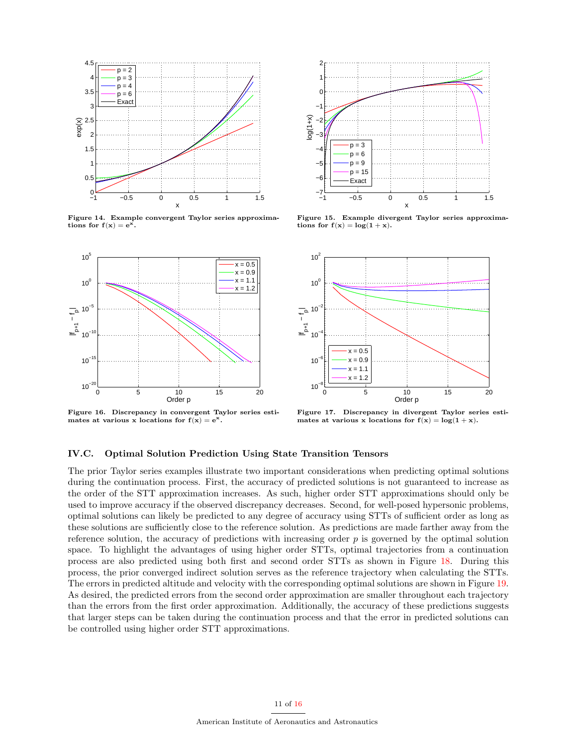**Figure 14. Example convergent Taylor series approximations for $f(x) = e^x$.**

**Figure 15. Example divergent Taylor series approximations for $f(x) = \log(1 + x)$.**

**Figure 16. Discrepancy in convergent Taylor series estimates at various x locations for $f(x) = e^x$.**

**Figure 17. Discrepancy in divergent Taylor series estimates at various x locations for $f(x) = \log(1 + x)$.**

### IV.C. Optimal Solution Prediction Using State Transition Tensors

The prior Taylor series examples illustrate two important considerations when predicting optimal solutions during the continuation process. First, the accuracy of predicted solutions is not guaranteed to increase as the order of the STT approximation increases. As such, higher order STT approximations should only be used to improve accuracy if the observed discrepancy decreases. Second, for well-posed hypersonic problems, optimal solutions can likely be predicted to any degree of accuracy using STTs of sufficient order as long as these solutions are sufficiently close to the reference solution. As predictions are made farther away from the reference solution, the accuracy of predictions with increasing order $p$ is governed by the optimal solution space. To highlight the advantages of using higher order STTs, optimal trajectories from a continuation process are also predicted using both first and second order STTs as shown in Figure 18. During this process, the prior converged indirect solution serves as the reference trajectory when calculating the STTs. The errors in predicted altitude and velocity with the corresponding optimal solutions are shown in Figure 19. As desired, the predicted errors from the second order approximation are smaller throughout each trajectory than the errors from the first order approximation. Additionally, the accuracy of these predictions suggests that larger steps can be taken during the continuation process and that the error in predicted solutions can be controlled using higher order STT approximations.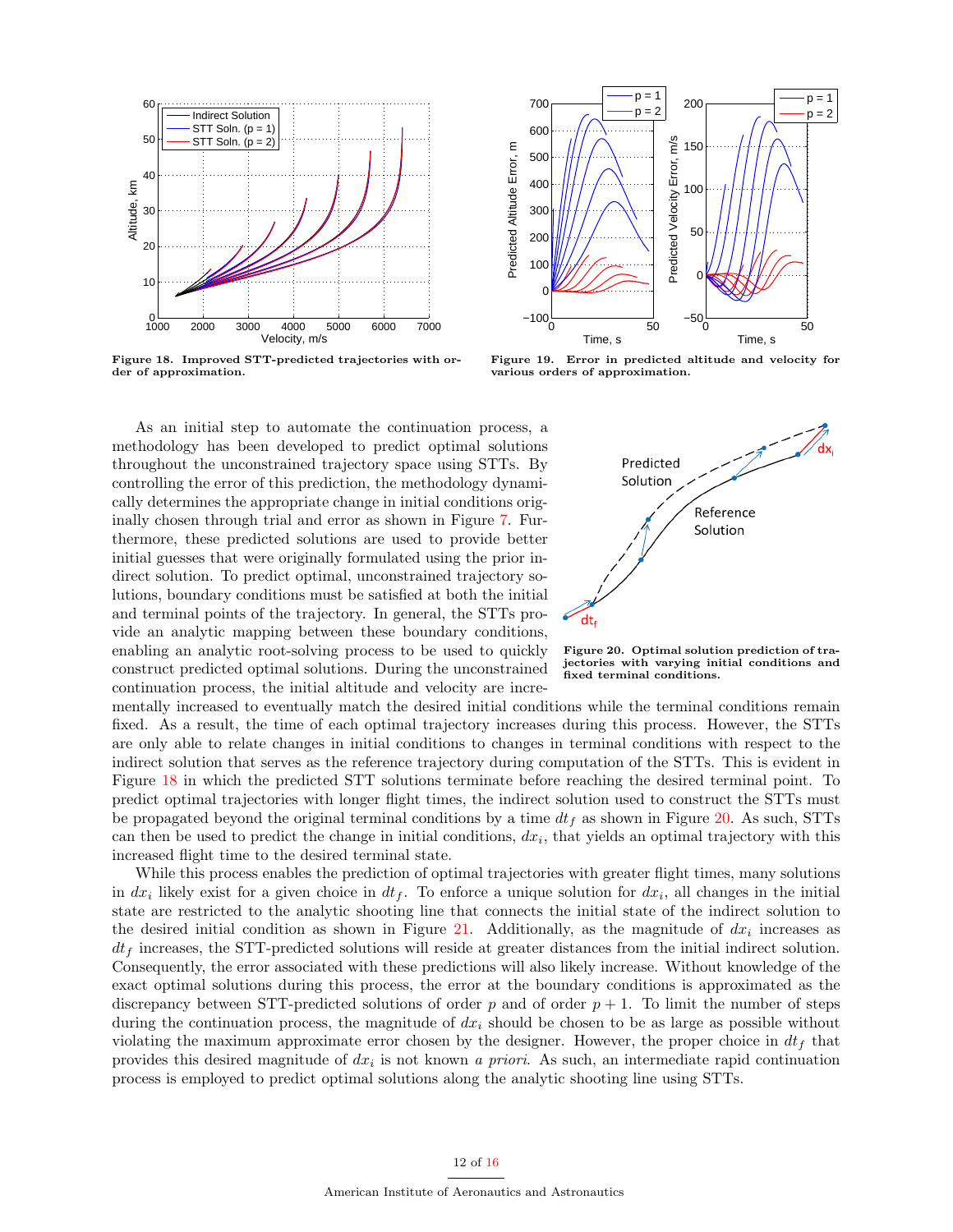Figure 18. Improved STT-predicted trajectories with order of approximation.

Figure 19. Error in predicted altitude and velocity for various orders of approximation.

As an initial step to automate the continuation process, a methodology has been developed to predict optimal solutions throughout the unconstrained trajectory space using STTs. By controlling the error of this prediction, the methodology dynamically determines the appropriate change in initial conditions originally chosen through trial and error as shown in Figure 7. Furthermore, these predicted solutions are used to provide better initial guesses that were originally formulated using the prior indirect solution. To predict optimal, unconstrained trajectory solutions, boundary conditions must be satisfied at both the initial and terminal points of the trajectory. In general, the STTs provide an analytic mapping between these boundary conditions, enabling an analytic root-solving process to be used to quickly construct predicted optimal solutions. During the unconstrained continuation process, the initial altitude and velocity are incrementally increased to eventually match the desired initial conditions while the terminal conditions remain fixed. As a result, the time of each optimal trajectory increases during this process. However, the STTs are only able to relate changes in initial conditions to changes in terminal conditions with respect to the indirect solution that serves as the reference trajectory during computation of the STTs. This is evident in Figure 18 in which the predicted STT solutions terminate before reaching the desired terminal point. To predict optimal trajectories with longer flight times, the indirect solution used to construct the STTs must be propagated beyond the original terminal conditions by a time $dt_f$ as shown in Figure 20. As such, STTs can then be used to predict the change in initial conditions, $dx_i$, that yields an optimal trajectory with this increased flight time to the desired terminal state.

Figure 20. Optimal solution prediction of trajectories with varying initial conditions and fixed terminal conditions.

While this process enables the prediction of optimal trajectories with greater flight times, many solutions in $dx_i$ likely exist for a given choice in $dt_f$. To enforce a unique solution for $dx_i$, all changes in the initial state are restricted to the analytic shooting line that connects the initial state of the indirect solution to the desired initial condition as shown in Figure 21. Additionally, as the magnitude of $dx_i$ increases as $dt_f$ increases, the STT-predicted solutions will reside at greater distances from the initial indirect solution. Consequently, the error associated with these predictions will also likely increase. Without knowledge of the exact optimal solutions during this process, the error at the boundary conditions is approximated as the discrepancy between STT-predicted solutions of order $p$ and of order $p + 1$. To limit the number of steps during the continuation process, the magnitude of $dx_i$ should be chosen to be as large as possible without violating the maximum approximate error chosen by the designer. However, the proper choice in $dt_f$ that provides this desired magnitude of $dx_i$ is not known *a priori*. As such, an intermediate rapid continuation process is employed to predict optimal solutions along the analytic shooting line using STTs.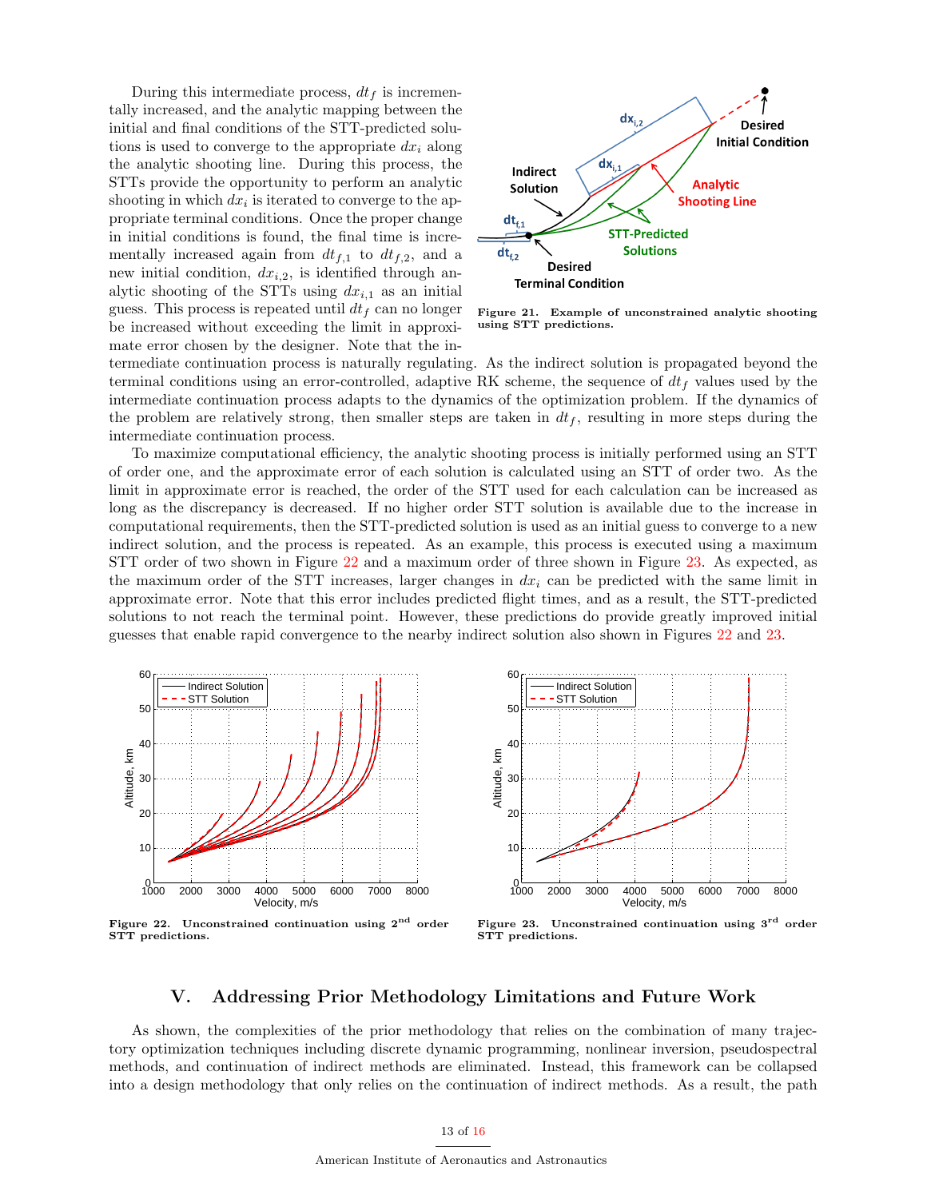During this intermediate process, $dt_f$ is incrementally increased, and the analytic mapping between the initial and final conditions of the STT-predicted solutions is used to converge to the appropriate $dx_i$ along the analytic shooting line. During this process, the STTs provide the opportunity to perform an analytic shooting in which $dx_i$ is iterated to converge to the appropriate terminal conditions. Once the proper change in initial conditions is found, the final time is incrementally increased again from $dt_{f,1}$ to $dt_{f,2}$, and a new initial condition, $dx_{i,2}$, is identified through analytic shooting of the STTs using $dx_{i,1}$ as an initial guess. This process is repeated until $dt_f$ can no longer be increased without exceeding the limit in approximate error chosen by the designer. Note that the intermediate continuation process is naturally regulating. As the indirect solution is propagated beyond the terminal conditions using an error-controlled, adaptive RK scheme, the sequence of $dt_f$ values used by the intermediate continuation process adapts to the dynamics of the optimization problem. If the dynamics of the problem are relatively strong, then smaller steps are taken in $dt_f$, resulting in more steps during the intermediate continuation process.

**Figure 21. Example of unconstrained analytic shooting using STT predictions.**

To maximize computational efficiency, the analytic shooting process is initially performed using an STT of order one, and the approximate error of each solution is calculated using an STT of order two. As the limit in approximate error is reached, the order of the STT used for each calculation can be increased as long as the discrepancy is decreased. If no higher order STT solution is available due to the increase in computational requirements, then the STT-predicted solution is used as an initial guess to converge to a new indirect solution, and the process is repeated. As an example, this process is executed using a maximum STT order of two shown in Figure 22 and a maximum order of three shown in Figure 23. As expected, as the maximum order of the STT increases, larger changes in $dx_i$ can be predicted with the same limit in approximate error. Note that this error includes predicted flight times, and as a result, the STT-predicted solutions to not reach the terminal point. However, these predictions do provide greatly improved initial guesses that enable rapid convergence to the nearby indirect solution also shown in Figures 22 and 23.

**Figure 22. Unconstrained continuation using 2nd order STT predictions.**

**Figure 23. Unconstrained continuation using 3rd order STT predictions.**

## V. Addressing Prior Methodology Limitations and Future Work

As shown, the complexities of the prior methodology that relies on the combination of many trajectory optimization techniques including discrete dynamic programming, nonlinear inversion, pseudospectral methods, and continuation of indirect methods are eliminated. Instead, this framework can be collapsed into a design methodology that only relies on the continuation of indirect methods. As a result, the path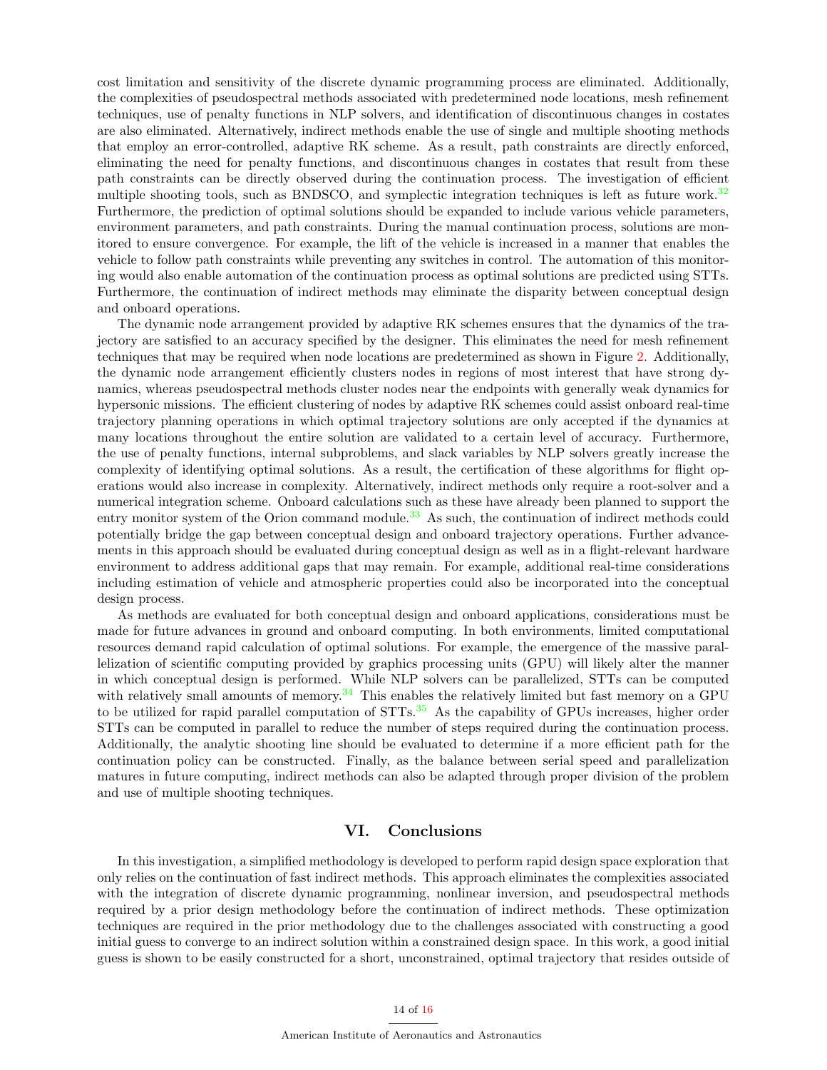cost limitation and sensitivity of the discrete dynamic programming process are eliminated. Additionally, the complexities of pseudospectral methods associated with predetermined node locations, mesh refinement techniques, use of penalty functions in NLP solvers, and identification of discontinuous changes in costates are also eliminated. Alternatively, indirect methods enable the use of single and multiple shooting methods that employ an error-controlled, adaptive RK scheme. As a result, path constraints are directly enforced, eliminating the need for penalty functions, and discontinuous changes in costates that result from these path constraints can be directly observed during the continuation process. The investigation of efficient multiple shooting tools, such as BNDSCO, and symplectic integration techniques is left as future work.[32] Furthermore, the prediction of optimal solutions should be expanded to include various vehicle parameters, environment parameters, and path constraints. During the manual continuation process, solutions are monitored to ensure convergence. For example, the lift of the vehicle is increased in a manner that enables the vehicle to follow path constraints while preventing any switches in control. The automation of this monitoring would also enable automation of the continuation process as optimal solutions are predicted using STTs. Furthermore, the continuation of indirect methods may eliminate the disparity between conceptual design and onboard operations.

The dynamic node arrangement provided by adaptive RK schemes ensures that the dynamics of the trajectory are satisfied to an accuracy specified by the designer. This eliminates the need for mesh refinement techniques that may be required when node locations are predetermined as shown in Figure 2. Additionally, the dynamic node arrangement efficiently clusters nodes in regions of most interest that have strong dynamics, whereas pseudospectral methods cluster nodes near the endpoints with generally weak dynamics for hypersonic missions. The efficient clustering of nodes by adaptive RK schemes could assist onboard real-time trajectory planning operations in which optimal trajectory solutions are only accepted if the dynamics at many locations throughout the entire solution are validated to a certain level of accuracy. Furthermore, the use of penalty functions, internal subproblems, and slack variables by NLP solvers greatly increase the complexity of identifying optimal solutions. As a result, the certification of these algorithms for flight operations would also increase in complexity. Alternatively, indirect methods only require a root-solver and a numerical integration scheme. Onboard calculations such as these have already been planned to support the entry monitor system of the Orion command module.[33] As such, the continuation of indirect methods could potentially bridge the gap between conceptual design and onboard trajectory operations. Further advancements in this approach should be evaluated during conceptual design as well as in a flight-relevant hardware environment to address additional gaps that may remain. For example, additional real-time considerations including estimation of vehicle and atmospheric properties could also be incorporated into the conceptual design process.

As methods are evaluated for both conceptual design and onboard applications, considerations must be made for future advances in ground and onboard computing. In both environments, limited computational resources demand rapid calculation of optimal solutions. For example, the emergence of the massive parallelization of scientific computing provided by graphics processing units (GPU) will likely alter the manner in which conceptual design is performed. While NLP solvers can be parallelized, STTs can be computed with relatively small amounts of memory.[34] This enables the relatively limited but fast memory on a GPU to be utilized for rapid parallel computation of STTs.[35] As the capability of GPUs increases, higher order STTs can be computed in parallel to reduce the number of steps required during the continuation process. Additionally, the analytic shooting line should be evaluated to determine if a more efficient path for the continuation policy can be constructed. Finally, as the balance between serial speed and parallelization matures in future computing, indirect methods can also be adapted through proper division of the problem and use of multiple shooting techniques.

## VI. Conclusions

In this investigation, a simplified methodology is developed to perform rapid design space exploration that only relies on the continuation of fast indirect methods. This approach eliminates the complexities associated with the integration of discrete dynamic programming, nonlinear inversion, and pseudospectral methods required by a prior design methodology before the continuation of indirect methods. These optimization techniques are required in the prior methodology due to the challenges associated with constructing a good initial guess to converge to an indirect solution within a constrained design space. In this work, a good initial guess is shown to be easily constructed for a short, unconstrained, optimal trajectory that resides outside of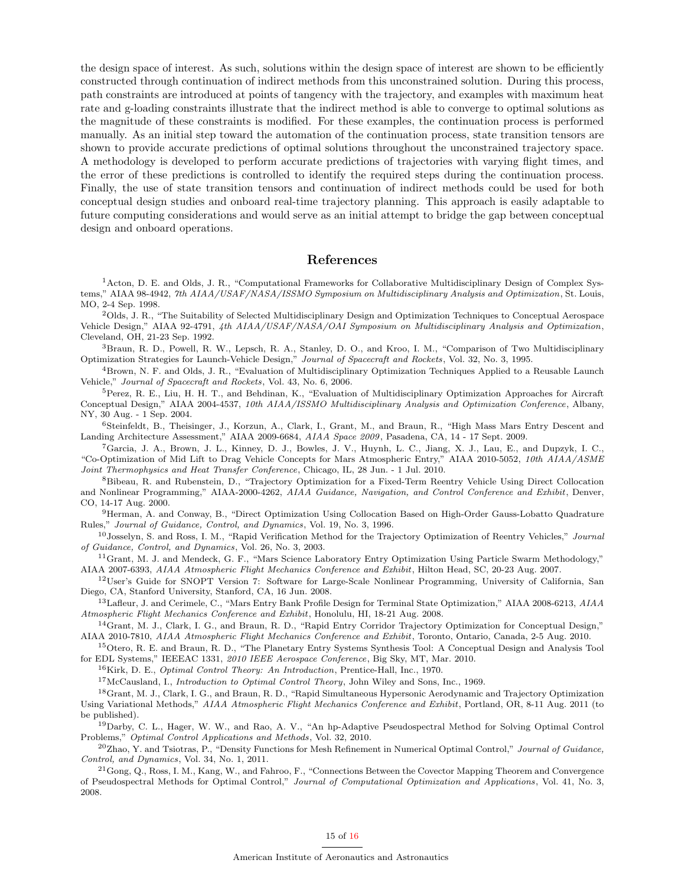the design space of interest. As such, solutions within the design space of interest are shown to be efficiently constructed through continuation of indirect methods from this unconstrained solution. During this process, path constraints are introduced at points of tangency with the trajectory, and examples with maximum heat rate and g-loading constraints illustrate that the indirect method is able to converge to optimal solutions as the magnitude of these constraints is modified. For these examples, the continuation process is performed manually. As an initial step toward the automation of the continuation process, state transition tensors are shown to provide accurate predictions of optimal solutions throughout the unconstrained trajectory space. A methodology is developed to perform accurate predictions of trajectories with varying flight times, and the error of these predictions is controlled to identify the required steps during the continuation process. Finally, the use of state transition tensors and continuation of indirect methods could be used for both conceptual design studies and onboard real-time trajectory planning. This approach is easily adaptable to future computing considerations and would serve as an initial attempt to bridge the gap between conceptual design and onboard operations.

# References

[1]Acton, D. E. and Olds, J. R., "Computational Frameworks for Collaborative Multidisciplinary Design of Complex Systems," AIAA 98-4942, *7th AIAA/USAF/NASA/ISSMO Symposium on Multidisciplinary Analysis and Optimization*, St. Louis, MO, 2-4 Sep. 1998.

[2]Olds, J. R., "The Suitability of Selected Multidisciplinary Design and Optimization Techniques to Conceptual Aerospace Vehicle Design," AIAA 92-4791, *4th AIAA/USAF/NASA/OAI Symposium on Multidisciplinary Analysis and Optimization*, Cleveland, OH, 21-23 Sep. 1992.

[3]Braun, R. D., Powell, R. W., Lepsch, R. A., Stanley, D. O., and Kroo, I. M., "Comparison of Two Multidisciplinary Optimization Strategies for Launch-Vehicle Design," *Journal of Spacecraft and Rockets*, Vol. 32, No. 3, 1995.

[4]Brown, N. F. and Olds, J. R., "Evaluation of Multidisciplinary Optimization Techniques Applied to a Reusable Launch Vehicle," *Journal of Spacecraft and Rockets*, Vol. 43, No. 6, 2006.

[5]Perez, R. E., Liu, H. H. T., and Behdinan, K., "Evaluation of Multidisciplinary Optimization Approaches for Aircraft Conceptual Design," AIAA 2004-4537, *10th AIAA/ISSMO Multidisciplinary Analysis and Optimization Conference*, Albany, NY, 30 Aug. - 1 Sep. 2004.

[6]Steinfeldt, B., Theisinger, J., Korzun, A., Clark, I., Grant, M., and Braun, R., "High Mass Mars Entry Descent and Landing Architecture Assessment," AIAA 2009-6684, *AIAA Space 2009*, Pasadena, CA, 14 - 17 Sept. 2009.

[7]Garcia, J. A., Brown, J. L., Kinney, D. J., Bowles, J. V., Huynh, L. C., Jiang, X. J., Lau, E., and Dupzyk, I. C., "Co-Optimization of Mid Lift to Drag Vehicle Concepts for Mars Atmospheric Entry," AIAA 2010-5052, *10th AIAA/ASME Joint Thermophysics and Heat Transfer Conference*, Chicago, IL, 28 Jun. - 1 Jul. 2010.

[8]Bibeau, R. and Rubenstein, D., "Trajectory Optimization for a Fixed-Term Reentry Vehicle Using Direct Collocation and Nonlinear Programming," AIAA-2000-4262, *AIAA Guidance, Navigation, and Control Conference and Exhibit*, Denver, CO, 14-17 Aug. 2000.

[9]Herman, A. and Conway, B., "Direct Optimization Using Collocation Based on High-Order Gauss-Lobatto Quadrature Rules," *Journal of Guidance, Control, and Dynamics*, Vol. 19, No. 3, 1996.

[10]Josselyn, S. and Ross, I. M., "Rapid Verification Method for the Trajectory Optimization of Reentry Vehicles," *Journal of Guidance, Control, and Dynamics*, Vol. 26, No. 3, 2003.

[11]Grant, M. J. and Mendeck, G. F., "Mars Science Laboratory Entry Optimization Using Particle Swarm Methodology," AIAA 2007-6393, *AIAA Atmospheric Flight Mechanics Conference and Exhibit*, Hilton Head, SC, 20-23 Aug. 2007.

[12]User's Guide for SNOPT Version 7: Software for Large-Scale Nonlinear Programming, University of California, San Diego, CA, Stanford University, Stanford, CA, 16 Jun. 2008.

[13]Lafleur, J. and Cerimele, C., "Mars Entry Bank Profile Design for Terminal State Optimization," AIAA 2008-6213, *AIAA Atmospheric Flight Mechanics Conference and Exhibit*, Honolulu, HI, 18-21 Aug. 2008.

[14]Grant, M. J., Clark, I. G., and Braun, R. D., "Rapid Entry Corridor Trajectory Optimization for Conceptual Design," AIAA 2010-7810, *AIAA Atmospheric Flight Mechanics Conference and Exhibit*, Toronto, Ontario, Canada, 2-5 Aug. 2010.

[15]Otero, R. E. and Braun, R. D., "The Planetary Entry Systems Synthesis Tool: A Conceptual Design and Analysis Tool for EDL Systems," IEEEAC 1331, *2010 IEEE Aerospace Conference*, Big Sky, MT, Mar. 2010.

[16]Kirk, D. E., *Optimal Control Theory: An Introduction*, Prentice-Hall, Inc., 1970.

[17]McCausland, I., *Introduction to Optimal Control Theory*, John Wiley and Sons, Inc., 1969.

[18]Grant, M. J., Clark, I. G., and Braun, R. D., "Rapid Simultaneous Hypersonic Aerodynamic and Trajectory Optimization Using Variational Methods," *AIAA Atmospheric Flight Mechanics Conference and Exhibit*, Portland, OR, 8-11 Aug. 2011 (to be published).

[19]Darby, C. L., Hager, W. W., and Rao, A. V., "An hp-Adaptive Pseudospectral Method for Solving Optimal Control Problems," *Optimal Control Applications and Methods*, Vol. 32, 2010.

[20]Zhao, Y. and Tsiotras, P., "Density Functions for Mesh Refinement in Numerical Optimal Control," *Journal of Guidance, Control, and Dynamics*, Vol. 34, No. 1, 2011.

[21]Gong, Q., Ross, I. M., Kang, W., and Fahroo, F., "Connections Between the Covector Mapping Theorem and Convergence of Pseudospectral Methods for Optimal Control," *Journal of Computational Optimization and Applications*, Vol. 41, No. 3, 2008.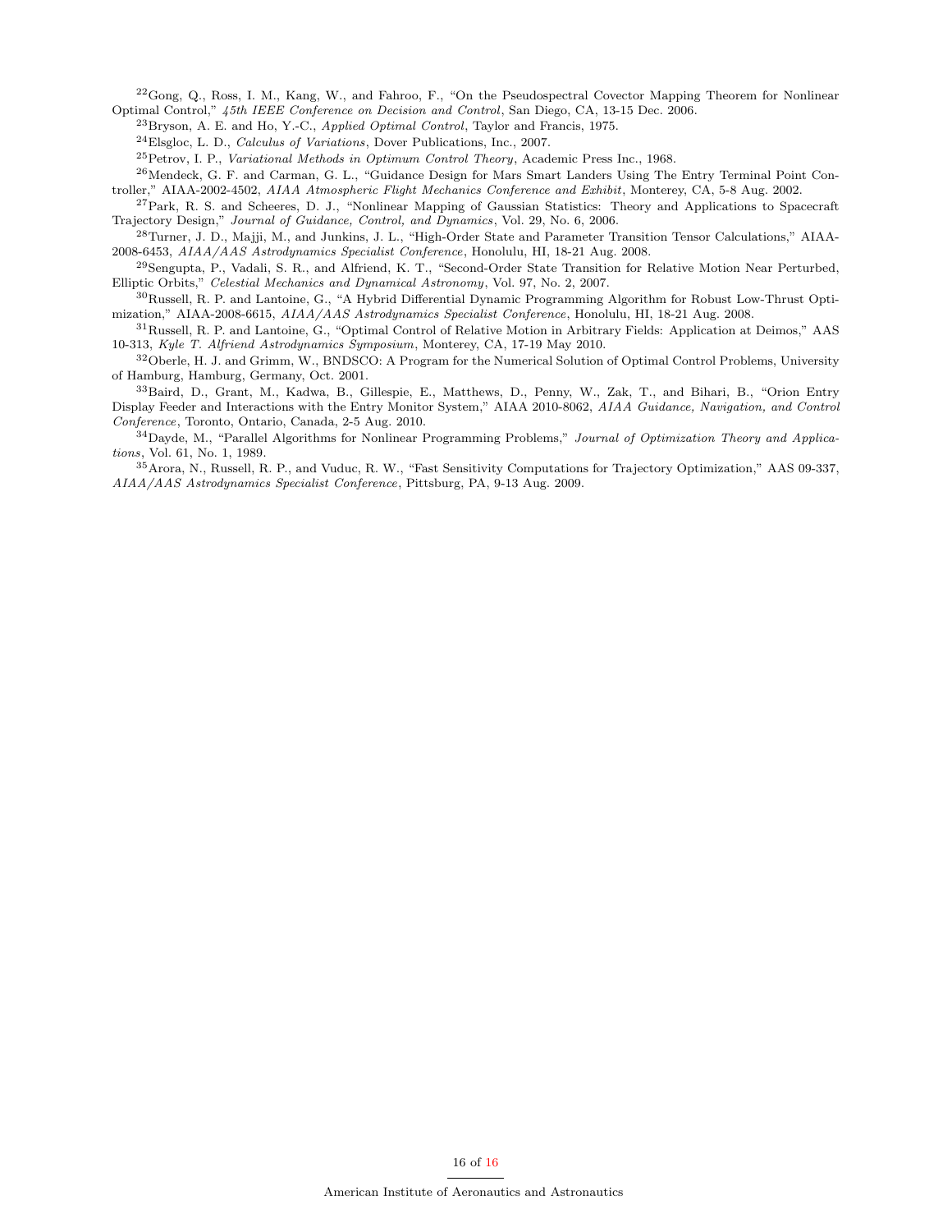[22] Gong, Q., Ross, I. M., Kang, W., and Fahroo, F., "On the Pseudospectral Covector Mapping Theorem for Nonlinear Optimal Control," *45th IEEE Conference on Decision and Control*, San Diego, CA, 13-15 Dec. 2006.

[23] Bryson, A. E. and Ho, Y.-C., *Applied Optimal Control*, Taylor and Francis, 1975.

[24] Elsgloc, L. D., *Calculus of Variations*, Dover Publications, Inc., 2007.

[25] Petrov, I. P., *Variational Methods in Optimum Control Theory*, Academic Press Inc., 1968.

[26] Mendeck, G. F. and Carman, G. L., "Guidance Design for Mars Smart Landers Using The Entry Terminal Point Controller," AIAA-2002-4502, *AIAA Atmospheric Flight Mechanics Conference and Exhibit*, Monterey, CA, 5-8 Aug. 2002.

[27] Park, R. S. and Scheeres, D. J., "Nonlinear Mapping of Gaussian Statistics: Theory and Applications to Spacecraft Trajectory Design," *Journal of Guidance, Control, and Dynamics*, Vol. 29, No. 6, 2006.

[28] Turner, J. D., Majji, M., and Junkins, J. L., "High-Order State and Parameter Transition Tensor Calculations," AIAA-2008-6453, *AIAA/AAS Astrodynamics Specialist Conference*, Honolulu, HI, 18-21 Aug. 2008.

[29] Sengupta, P., Vadali, S. R., and Alfriend, K. T., "Second-Order State Transition for Relative Motion Near Perturbed, Elliptic Orbits," *Celestial Mechanics and Dynamical Astronomy*, Vol. 97, No. 2, 2007.

[30] Russell, R. P. and Lantoine, G., "A Hybrid Differential Dynamic Programming Algorithm for Robust Low-Thrust Optimization," AIAA-2008-6615, *AIAA/AAS Astrodynamics Specialist Conference*, Honolulu, HI, 18-21 Aug. 2008.

[31] Russell, R. P. and Lantoine, G., "Optimal Control of Relative Motion in Arbitrary Fields: Application at Deimos," AAS 10-313, *Kyle T. Alfriend Astrodynamics Symposium*, Monterey, CA, 17-19 May 2010.

[32] Oberle, H. J. and Grimm, W., BNDSCO: A Program for the Numerical Solution of Optimal Control Problems, University of Hamburg, Hamburg, Germany, Oct. 2001.

[33] Baird, D., Grant, M., Kadwa, B., Gillespie, E., Matthews, D., Penny, W., Zak, T., and Bihari, B., "Orion Entry Display Feeder and Interactions with the Entry Monitor System," AIAA 2010-8062, *AIAA Guidance, Navigation, and Control Conference*, Toronto, Ontario, Canada, 2-5 Aug. 2010.

[34] Dayde, M., "Parallel Algorithms for Nonlinear Programming Problems," *Journal of Optimization Theory and Applications*, Vol. 61, No. 1, 1989.

[35] Arora, N., Russell, R. P., and Vuduc, R. W., "Fast Sensitivity Computations for Trajectory Optimization," AAS 09-337, *AIAA/AAS Astrodynamics Specialist Conference*, Pittsburg, PA, 9-13 Aug. 2009.